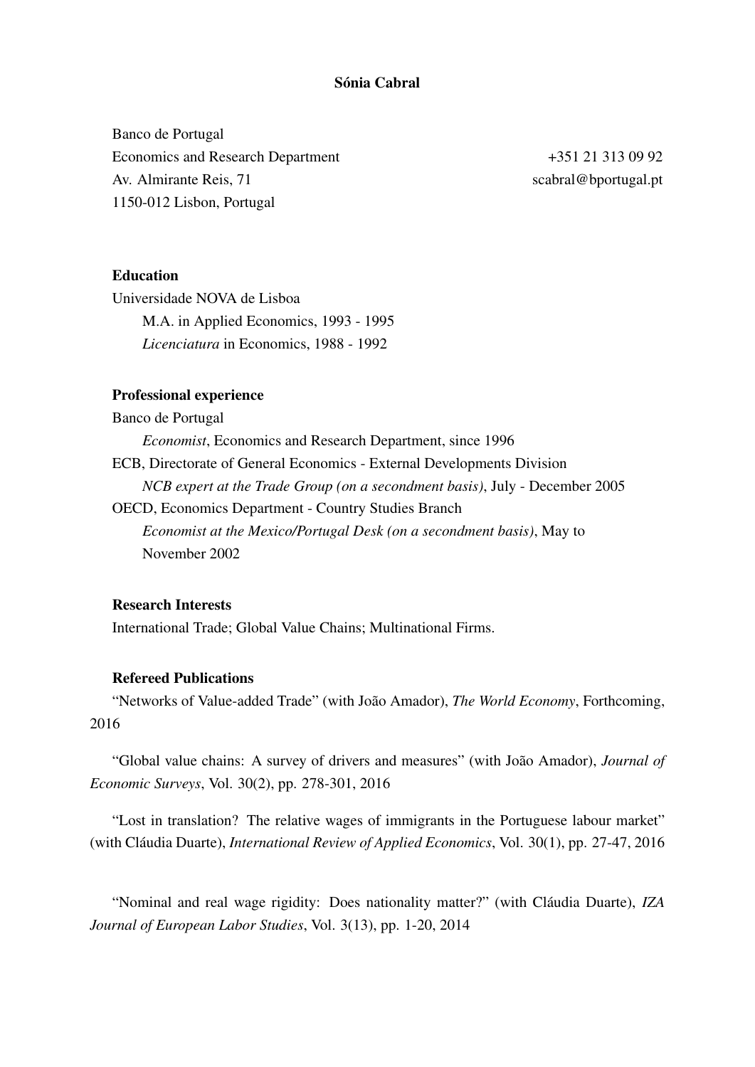# Sónia Cabral

Banco de Portugal
Economics and Research Department
Av. Almirante Reis, 71
1150-012 Lisbon, Portugal

+351 21 313 09 92
scabral@bportugal.pt

## Education

Universidade NOVA de Lisboa

M.A. in Applied Economics, 1993 - 1995

*Licenciatura* in Economics, 1988 - 1992

## Professional experience

Banco de Portugal

*Economist*, Economics and Research Department, since 1996

ECB, Directorate of General Economics - External Developments Division

*NCB expert at the Trade Group (on a secondment basis)*, July - December 2005

OECD, Economics Department - Country Studies Branch

*Economist at the Mexico/Portugal Desk (on a secondment basis)*, May to November 2002

## Research Interests

International Trade; Global Value Chains; Multinational Firms.

## Refereed Publications

"Networks of Value-added Trade" (with João Amador), *The World Economy*, Forthcoming, 2016

"Global value chains: A survey of drivers and measures" (with João Amador), *Journal of Economic Surveys*, Vol. 30(2), pp. 278-301, 2016

"Lost in translation? The relative wages of immigrants in the Portuguese labour market" (with Cláudia Duarte), *International Review of Applied Economics*, Vol. 30(1), pp. 27-47, 2016

"Nominal and real wage rigidity: Does nationality matter?" (with Cláudia Duarte), *IZA Journal of European Labor Studies*, Vol. 3(13), pp. 1-20, 2014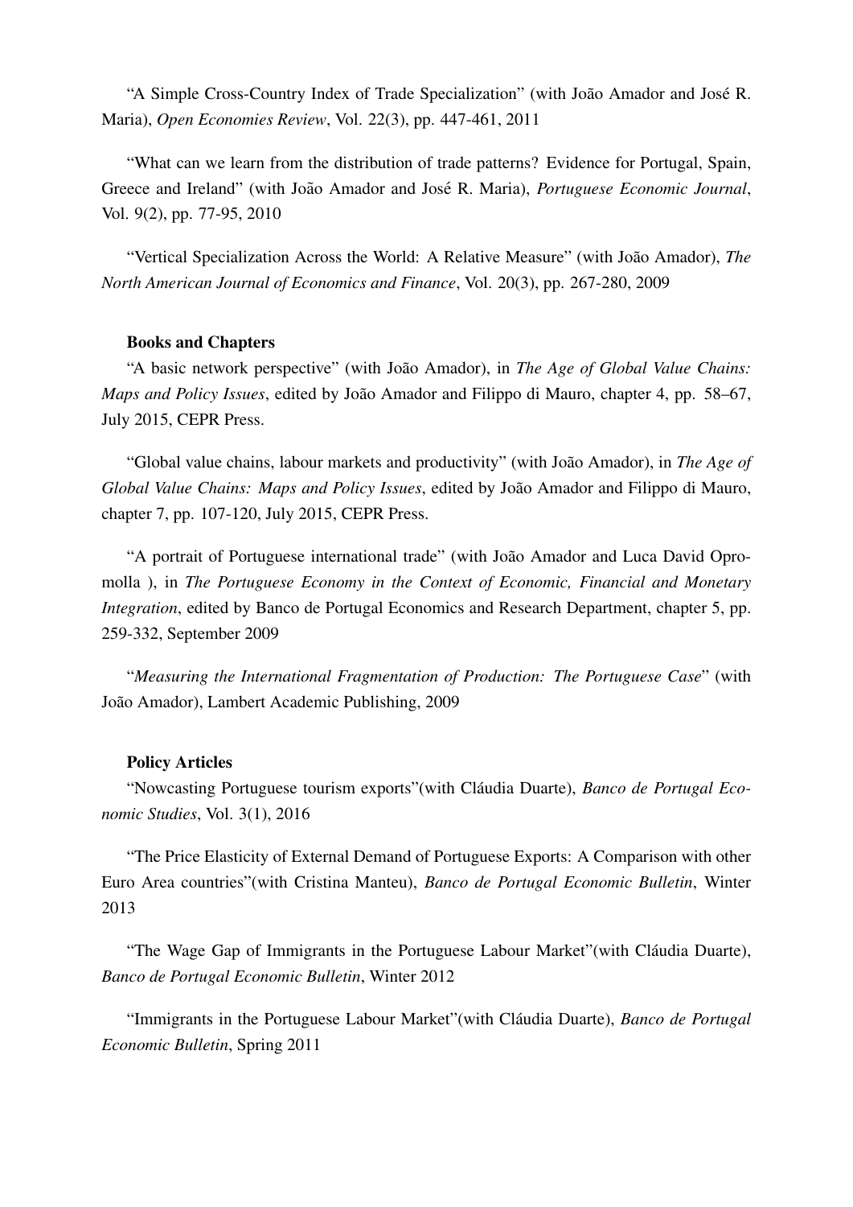"A Simple Cross-Country Index of Trade Specialization" (with João Amador and José R. Maria), *Open Economies Review*, Vol. 22(3), pp. 447-461, 2011

"What can we learn from the distribution of trade patterns? Evidence for Portugal, Spain, Greece and Ireland" (with João Amador and José R. Maria), *Portuguese Economic Journal*, Vol. 9(2), pp. 77-95, 2010

"Vertical Specialization Across the World: A Relative Measure" (with João Amador), *The North American Journal of Economics and Finance*, Vol. 20(3), pp. 267-280, 2009

**Books and Chapters**

"A basic network perspective" (with João Amador), in *The Age of Global Value Chains: Maps and Policy Issues*, edited by João Amador and Filippo di Mauro, chapter 4, pp. 58–67, July 2015, CEPR Press.

"Global value chains, labour markets and productivity" (with João Amador), in *The Age of Global Value Chains: Maps and Policy Issues*, edited by João Amador and Filippo di Mauro, chapter 7, pp. 107-120, July 2015, CEPR Press.

"A portrait of Portuguese international trade" (with João Amador and Luca David Opromolla ), in *The Portuguese Economy in the Context of Economic, Financial and Monetary Integration*, edited by Banco de Portugal Economics and Research Department, chapter 5, pp. 259-332, September 2009

"*Measuring the International Fragmentation of Production: The Portuguese Case*" (with João Amador), Lambert Academic Publishing, 2009

**Policy Articles**

"Nowcasting Portuguese tourism exports"(with Cláudia Duarte), *Banco de Portugal Economic Studies*, Vol. 3(1), 2016

"The Price Elasticity of External Demand of Portuguese Exports: A Comparison with other Euro Area countries"(with Cristina Manteu), *Banco de Portugal Economic Bulletin*, Winter 2013

"The Wage Gap of Immigrants in the Portuguese Labour Market"(with Cláudia Duarte), *Banco de Portugal Economic Bulletin*, Winter 2012

"Immigrants in the Portuguese Labour Market"(with Cláudia Duarte), *Banco de Portugal Economic Bulletin*, Spring 2011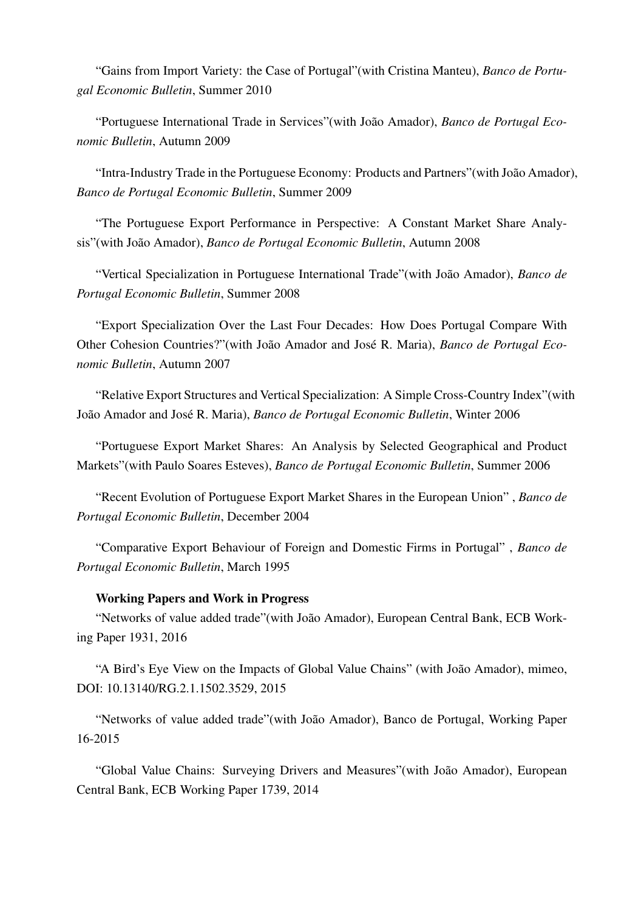"Gains from Import Variety: the Case of Portugal"(with Cristina Manteu), *Banco de Portugal Economic Bulletin*, Summer 2010

"Portuguese International Trade in Services"(with João Amador), *Banco de Portugal Economic Bulletin*, Autumn 2009

"Intra-Industry Trade in the Portuguese Economy: Products and Partners"(with João Amador), *Banco de Portugal Economic Bulletin*, Summer 2009

"The Portuguese Export Performance in Perspective: A Constant Market Share Analysis"(with João Amador), *Banco de Portugal Economic Bulletin*, Autumn 2008

"Vertical Specialization in Portuguese International Trade"(with João Amador), *Banco de Portugal Economic Bulletin*, Summer 2008

"Export Specialization Over the Last Four Decades: How Does Portugal Compare With Other Cohesion Countries?"(with João Amador and José R. Maria), *Banco de Portugal Economic Bulletin*, Autumn 2007

"Relative Export Structures and Vertical Specialization: A Simple Cross-Country Index"(with João Amador and José R. Maria), *Banco de Portugal Economic Bulletin*, Winter 2006

"Portuguese Export Market Shares: An Analysis by Selected Geographical and Product Markets"(with Paulo Soares Esteves), *Banco de Portugal Economic Bulletin*, Summer 2006

"Recent Evolution of Portuguese Export Market Shares in the European Union" , *Banco de Portugal Economic Bulletin*, December 2004

"Comparative Export Behaviour of Foreign and Domestic Firms in Portugal" , *Banco de Portugal Economic Bulletin*, March 1995

**Working Papers and Work in Progress**

"Networks of value added trade"(with João Amador), European Central Bank, ECB Working Paper 1931, 2016

"A Bird's Eye View on the Impacts of Global Value Chains" (with João Amador), mimeo, DOI: 10.13140/RG.2.1.1502.3529, 2015

"Networks of value added trade"(with João Amador), Banco de Portugal, Working Paper 16-2015

"Global Value Chains: Surveying Drivers and Measures"(with João Amador), European Central Bank, ECB Working Paper 1739, 2014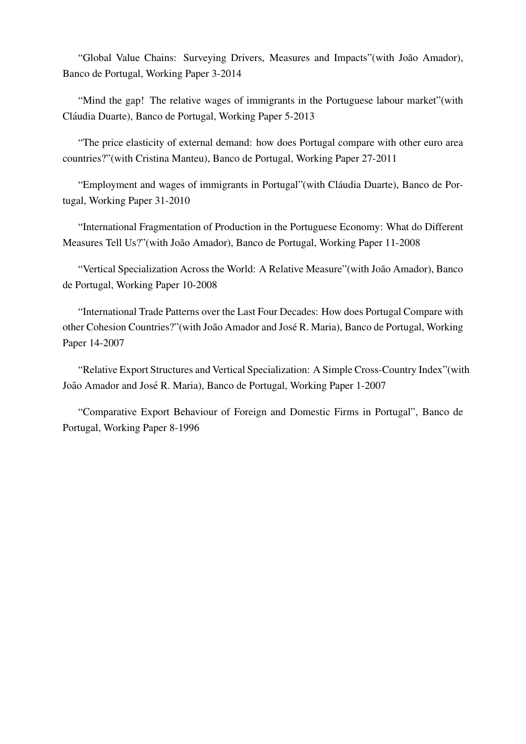"Global Value Chains: Surveying Drivers, Measures and Impacts"(with João Amador), Banco de Portugal, Working Paper 3-2014

"Mind the gap! The relative wages of immigrants in the Portuguese labour market"(with Cláudia Duarte), Banco de Portugal, Working Paper 5-2013

"The price elasticity of external demand: how does Portugal compare with other euro area countries?"(with Cristina Manteu), Banco de Portugal, Working Paper 27-2011

"Employment and wages of immigrants in Portugal"(with Cláudia Duarte), Banco de Portugal, Working Paper 31-2010

"International Fragmentation of Production in the Portuguese Economy: What do Different Measures Tell Us?"(with João Amador), Banco de Portugal, Working Paper 11-2008

"Vertical Specialization Across the World: A Relative Measure"(with João Amador), Banco de Portugal, Working Paper 10-2008

"International Trade Patterns over the Last Four Decades: How does Portugal Compare with other Cohesion Countries?"(with João Amador and José R. Maria), Banco de Portugal, Working Paper 14-2007

"Relative Export Structures and Vertical Specialization: A Simple Cross-Country Index"(with João Amador and José R. Maria), Banco de Portugal, Working Paper 1-2007

"Comparative Export Behaviour of Foreign and Domestic Firms in Portugal", Banco de Portugal, Working Paper 8-1996